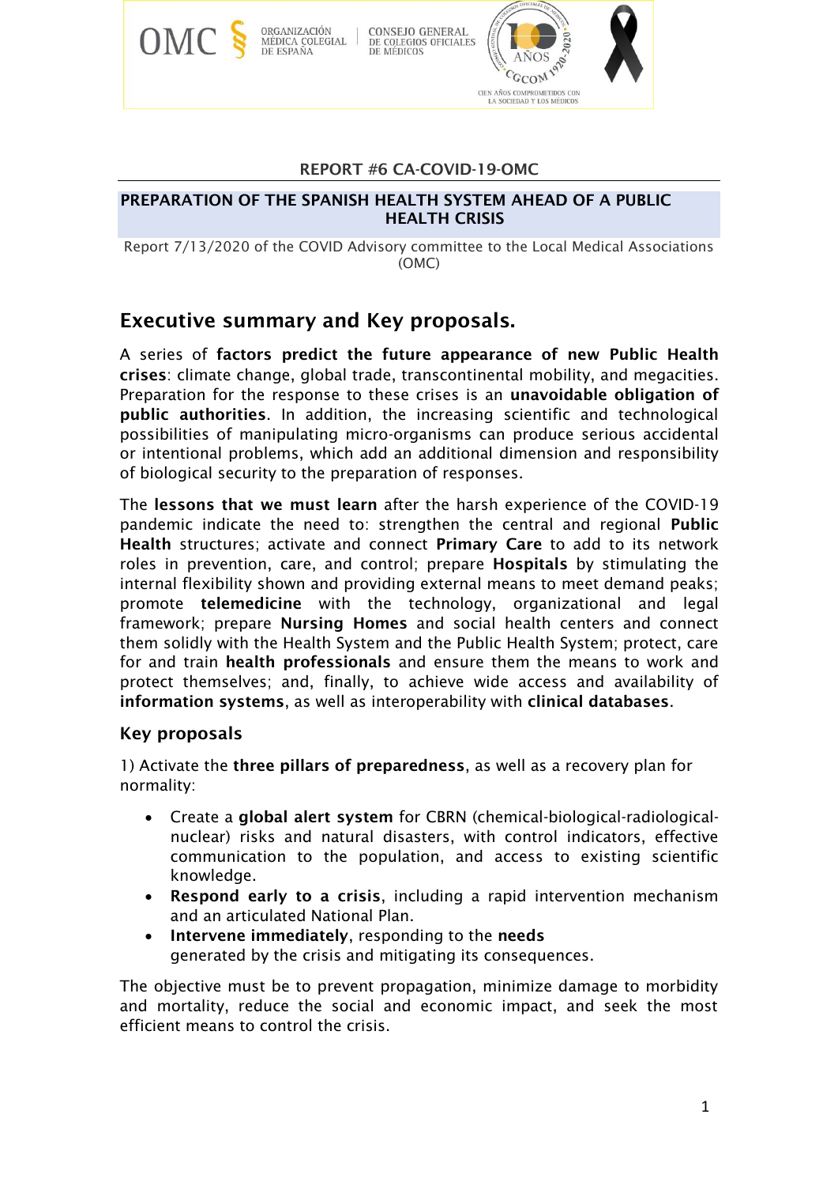OMC ORGANIZACIÓN MÉDICA COLEGIAL DE ESPAÑA | CONSEJO GENERAL DE COLEGIOS OFICIALES DE MÉDICOS

**REPORT #6 CA-COVID-19-OMC**

## PREPARATION OF THE SPANISH HEALTH SYSTEM AHEAD OF A PUBLIC HEALTH CRISIS

Report 7/13/2020 of the COVID Advisory committee to the Local Medical Associations (OMC)

## Executive summary and Key proposals.

A series of **factors predict the future appearance of new Public Health crises**: climate change, global trade, transcontinental mobility, and megacities. Preparation for the response to these crises is an **unavoidable obligation of public authorities**. In addition, the increasing scientific and technological possibilities of manipulating micro-organisms can produce serious accidental or intentional problems, which add an additional dimension and responsibility of biological security to the preparation of responses.

The **lessons that we must learn** after the harsh experience of the COVID-19 pandemic indicate the need to: strengthen the central and regional **Public Health** structures; activate and connect **Primary Care** to add to its network roles in prevention, care, and control; prepare **Hospitals** by stimulating the internal flexibility shown and providing external means to meet demand peaks; promote **telemedicine** with the technology, organizational and legal framework; prepare **Nursing Homes** and social health centers and connect them solidly with the Health System and the Public Health System; protect, care for and train **health professionals** and ensure them the means to work and protect themselves; and, finally, to achieve wide access and availability of **information systems**, as well as interoperability with **clinical databases**.

### Key proposals

1) Activate the **three pillars of preparedness**, as well as a recovery plan for normality:

- Create a **global alert system** for CBRN (chemical-biological-radiological-nuclear) risks and natural disasters, with control indicators, effective communication to the population, and access to existing scientific knowledge.
- **Respond early to a crisis**, including a rapid intervention mechanism and an articulated National Plan.
- **Intervene immediately**, responding to the **needs** generated by the crisis and mitigating its consequences.

The objective must be to prevent propagation, minimize damage to morbidity and mortality, reduce the social and economic impact, and seek the most efficient means to control the crisis.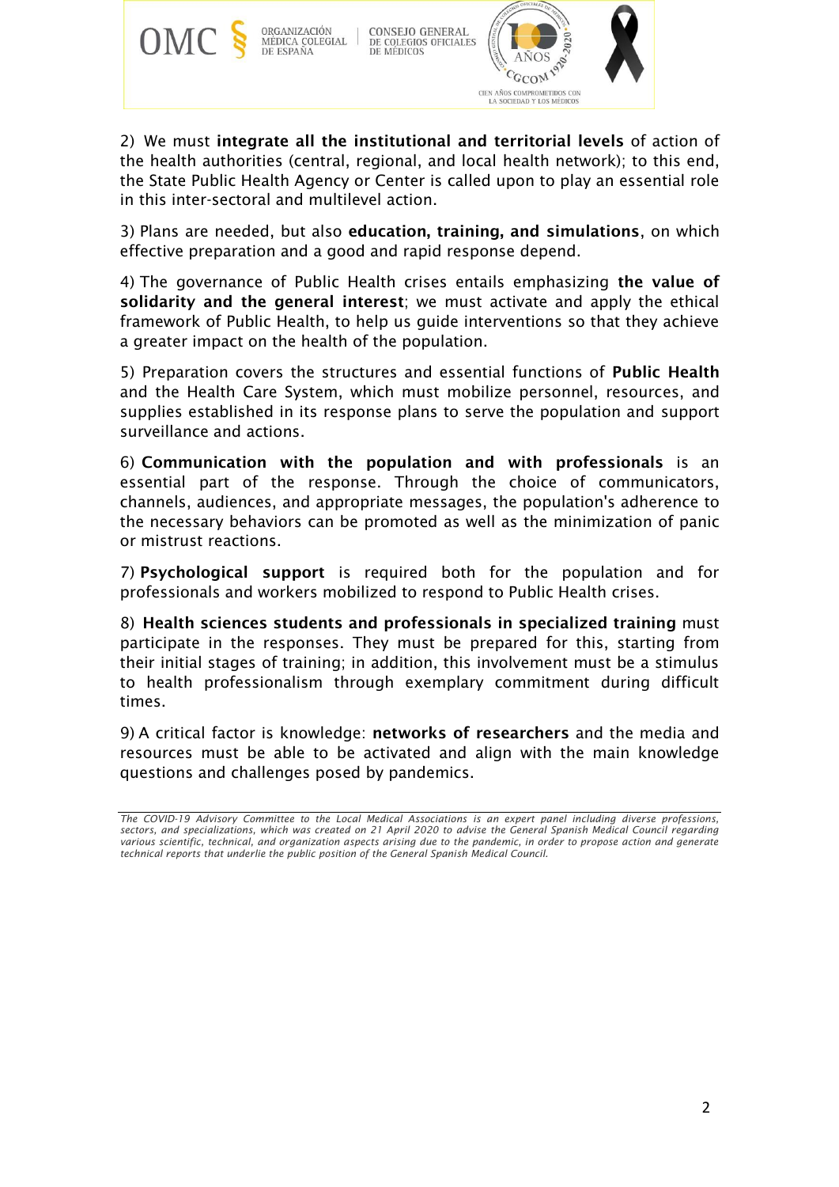2) We must **integrate all the institutional and territorial levels** of action of the health authorities (central, regional, and local health network); to this end, the State Public Health Agency or Center is called upon to play an essential role in this inter-sectoral and multilevel action.

3) Plans are needed, but also **education, training, and simulations**, on which effective preparation and a good and rapid response depend.

4) The governance of Public Health crises entails emphasizing **the value of solidarity and the general interest**; we must activate and apply the ethical framework of Public Health, to help us guide interventions so that they achieve a greater impact on the health of the population.

5) Preparation covers the structures and essential functions of **Public Health** and the Health Care System, which must mobilize personnel, resources, and supplies established in its response plans to serve the population and support surveillance and actions.

6) **Communication with the population and with professionals** is an essential part of the response. Through the choice of communicators, channels, audiences, and appropriate messages, the population's adherence to the necessary behaviors can be promoted as well as the minimization of panic or mistrust reactions.

7) **Psychological support** is required both for the population and for professionals and workers mobilized to respond to Public Health crises.

8) **Health sciences students and professionals in specialized training** must participate in the responses. They must be prepared for this, starting from their initial stages of training; in addition, this involvement must be a stimulus to health professionalism through exemplary commitment during difficult times.

9) A critical factor is knowledge: **networks of researchers** and the media and resources must be able to be activated and align with the main knowledge questions and challenges posed by pandemics.

*The COVID-19 Advisory Committee to the Local Medical Associations is an expert panel including diverse professions, sectors, and specializations, which was created on 21 April 2020 to advise the General Spanish Medical Council regarding various scientific, technical, and organization aspects arising due to the pandemic, in order to propose action and generate technical reports that underlie the public position of the General Spanish Medical Council.*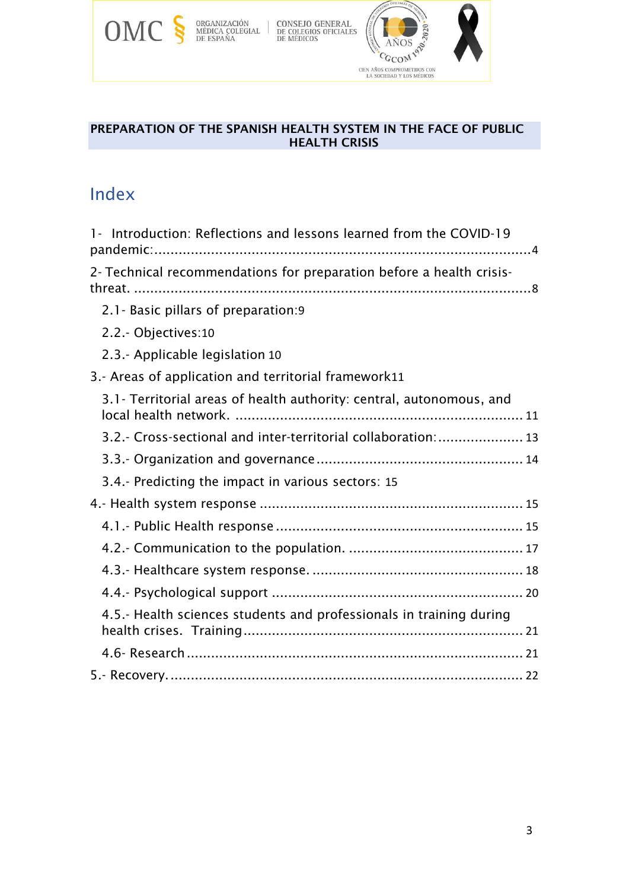**PREPARATION OF THE SPANISH HEALTH SYSTEM IN THE FACE OF PUBLIC HEALTH CRISIS**

# Index

1- Introduction: Reflections and lessons learned from the COVID-19 pandemic: ....4

2- Technical recommendations for preparation before a health crisis-threat. ....8

- 2.1- Basic pillars of preparation:9
- 2.2.- Objectives:10
- 2.3.- Applicable legislation 10

3.- Areas of application and territorial framework11

- 3.1- Territorial areas of health authority: central, autonomous, and local health network. ....11
- 3.2.- Cross-sectional and inter-territorial collaboration: ....13
- 3.3.- Organization and governance ....14
- 3.4.- Predicting the impact in various sectors: 15

4.- Health system response ....15

- 4.1.- Public Health response ....15
- 4.2.- Communication to the population. ....17
- 4.3.- Healthcare system response. ....18
- 4.4.- Psychological support ....20
- 4.5.- Health sciences students and professionals in training during health crises. Training ....21
- 4.6- Research ....21

5.- Recovery. ....22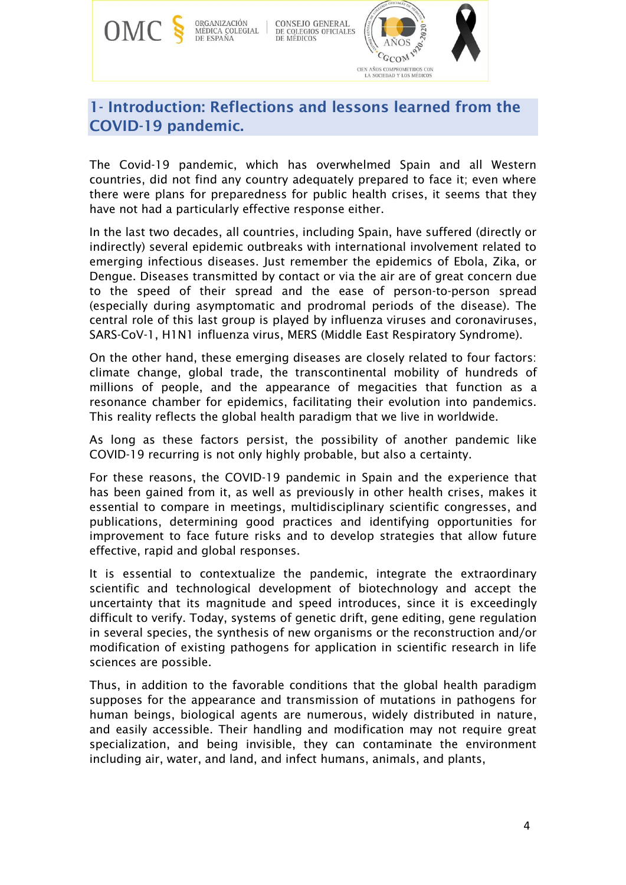## 1- Introduction: Reflections and lessons learned from the COVID-19 pandemic.

The Covid-19 pandemic, which has overwhelmed Spain and all Western countries, did not find any country adequately prepared to face it; even where there were plans for preparedness for public health crises, it seems that they have not had a particularly effective response either.

In the last two decades, all countries, including Spain, have suffered (directly or indirectly) several epidemic outbreaks with international involvement related to emerging infectious diseases. Just remember the epidemics of Ebola, Zika, or Dengue. Diseases transmitted by contact or via the air are of great concern due to the speed of their spread and the ease of person-to-person spread (especially during asymptomatic and prodromal periods of the disease). The central role of this last group is played by influenza viruses and coronaviruses, SARS-CoV-1, H1N1 influenza virus, MERS (Middle East Respiratory Syndrome).

On the other hand, these emerging diseases are closely related to four factors: climate change, global trade, the transcontinental mobility of hundreds of millions of people, and the appearance of megacities that function as a resonance chamber for epidemics, facilitating their evolution into pandemics. This reality reflects the global health paradigm that we live in worldwide.

As long as these factors persist, the possibility of another pandemic like COVID-19 recurring is not only highly probable, but also a certainty.

For these reasons, the COVID-19 pandemic in Spain and the experience that has been gained from it, as well as previously in other health crises, makes it essential to compare in meetings, multidisciplinary scientific congresses, and publications, determining good practices and identifying opportunities for improvement to face future risks and to develop strategies that allow future effective, rapid and global responses.

It is essential to contextualize the pandemic, integrate the extraordinary scientific and technological development of biotechnology and accept the uncertainty that its magnitude and speed introduces, since it is exceedingly difficult to verify. Today, systems of genetic drift, gene editing, gene regulation in several species, the synthesis of new organisms or the reconstruction and/or modification of existing pathogens for application in scientific research in life sciences are possible.

Thus, in addition to the favorable conditions that the global health paradigm supposes for the appearance and transmission of mutations in pathogens for human beings, biological agents are numerous, widely distributed in nature, and easily accessible. Their handling and modification may not require great specialization, and being invisible, they can contaminate the environment including air, water, and land, and infect humans, animals, and plants,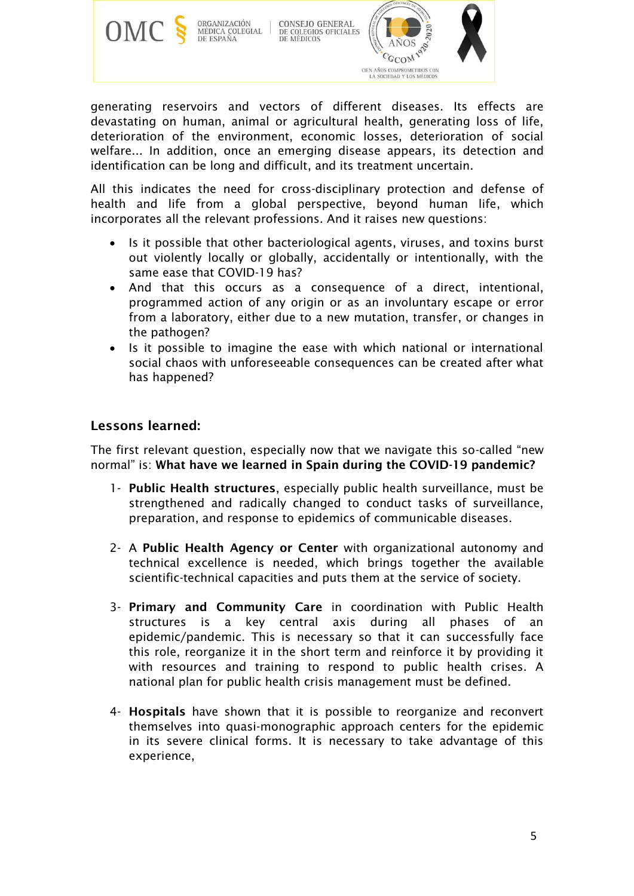generating reservoirs and vectors of different diseases. Its effects are devastating on human, animal or agricultural health, generating loss of life, deterioration of the environment, economic losses, deterioration of social welfare... In addition, once an emerging disease appears, its detection and identification can be long and difficult, and its treatment uncertain.

All this indicates the need for cross-disciplinary protection and defense of health and life from a global perspective, beyond human life, which incorporates all the relevant professions. And it raises new questions:

- Is it possible that other bacteriological agents, viruses, and toxins burst out violently locally or globally, accidentally or intentionally, with the same ease that COVID-19 has?
- And that this occurs as a consequence of a direct, intentional, programmed action of any origin or as an involuntary escape or error from a laboratory, either due to a new mutation, transfer, or changes in the pathogen?
- Is it possible to imagine the ease with which national or international social chaos with unforeseeable consequences can be created after what has happened?

## Lessons learned:

The first relevant question, especially now that we navigate this so-called "new normal" is: **What have we learned in Spain during the COVID-19 pandemic?**

1- **Public Health structures**, especially public health surveillance, must be strengthened and radically changed to conduct tasks of surveillance, preparation, and response to epidemics of communicable diseases.

2- A **Public Health Agency or Center** with organizational autonomy and technical excellence is needed, which brings together the available scientific-technical capacities and puts them at the service of society.

3- **Primary and Community Care** in coordination with Public Health structures is a key central axis during all phases of an epidemic/pandemic. This is necessary so that it can successfully face this role, reorganize it in the short term and reinforce it by providing it with resources and training to respond to public health crises. A national plan for public health crisis management must be defined.

4- **Hospitals** have shown that it is possible to reorganize and reconvert themselves into quasi-monographic approach centers for the epidemic in its severe clinical forms. It is necessary to take advantage of this experience,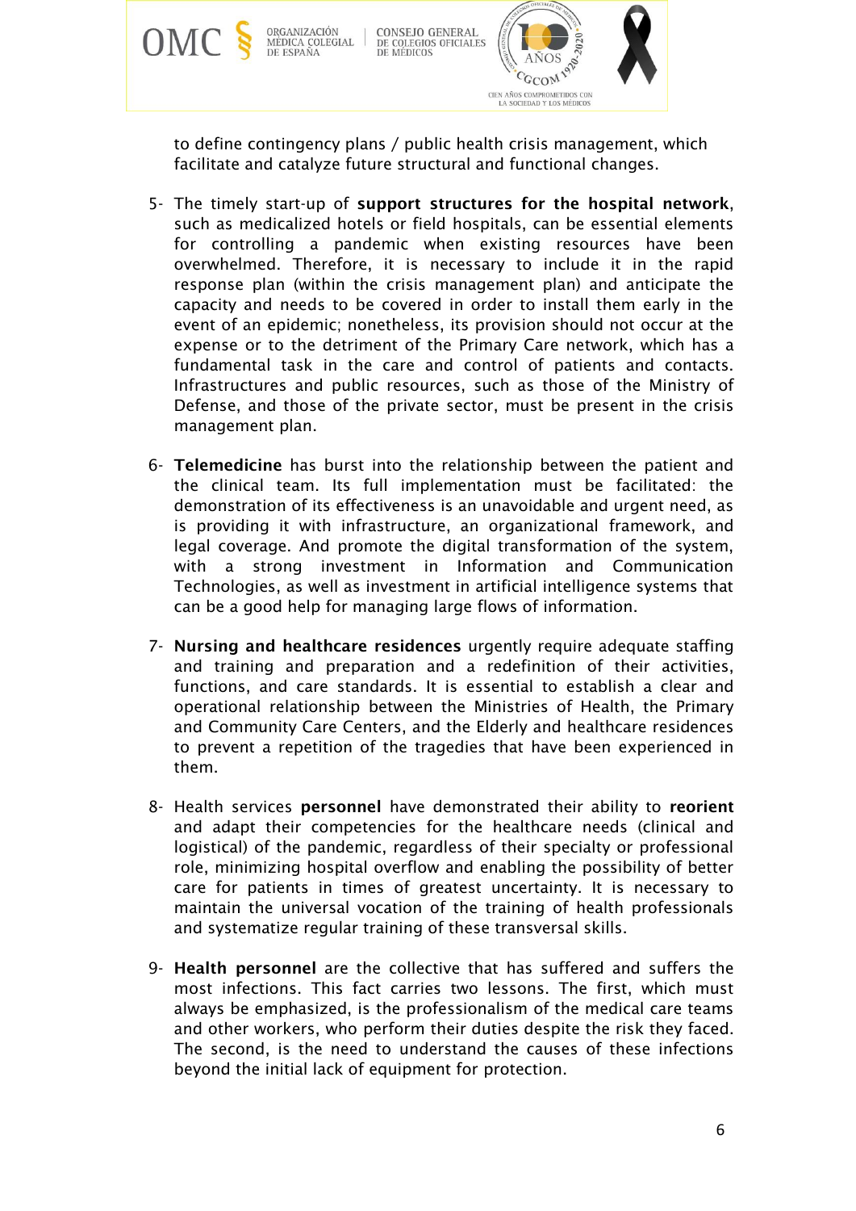to define contingency plans / public health crisis management, which facilitate and catalyze future structural and functional changes.

5- The timely start-up of **support structures for the hospital network**, such as medicalized hotels or field hospitals, can be essential elements for controlling a pandemic when existing resources have been overwhelmed. Therefore, it is necessary to include it in the rapid response plan (within the crisis management plan) and anticipate the capacity and needs to be covered in order to install them early in the event of an epidemic; nonetheless, its provision should not occur at the expense or to the detriment of the Primary Care network, which has a fundamental task in the care and control of patients and contacts. Infrastructures and public resources, such as those of the Ministry of Defense, and those of the private sector, must be present in the crisis management plan.

6- **Telemedicine** has burst into the relationship between the patient and the clinical team. Its full implementation must be facilitated: the demonstration of its effectiveness is an unavoidable and urgent need, as is providing it with infrastructure, an organizational framework, and legal coverage. And promote the digital transformation of the system, with a strong investment in Information and Communication Technologies, as well as investment in artificial intelligence systems that can be a good help for managing large flows of information.

7- **Nursing and healthcare residences** urgently require adequate staffing and training and preparation and a redefinition of their activities, functions, and care standards. It is essential to establish a clear and operational relationship between the Ministries of Health, the Primary and Community Care Centers, and the Elderly and healthcare residences to prevent a repetition of the tragedies that have been experienced in them.

8- Health services **personnel** have demonstrated their ability to **reorient** and adapt their competencies for the healthcare needs (clinical and logistical) of the pandemic, regardless of their specialty or professional role, minimizing hospital overflow and enabling the possibility of better care for patients in times of greatest uncertainty. It is necessary to maintain the universal vocation of the training of health professionals and systematize regular training of these transversal skills.

9- **Health personnel** are the collective that has suffered and suffers the most infections. This fact carries two lessons. The first, which must always be emphasized, is the professionalism of the medical care teams and other workers, who perform their duties despite the risk they faced. The second, is the need to understand the causes of these infections beyond the initial lack of equipment for protection.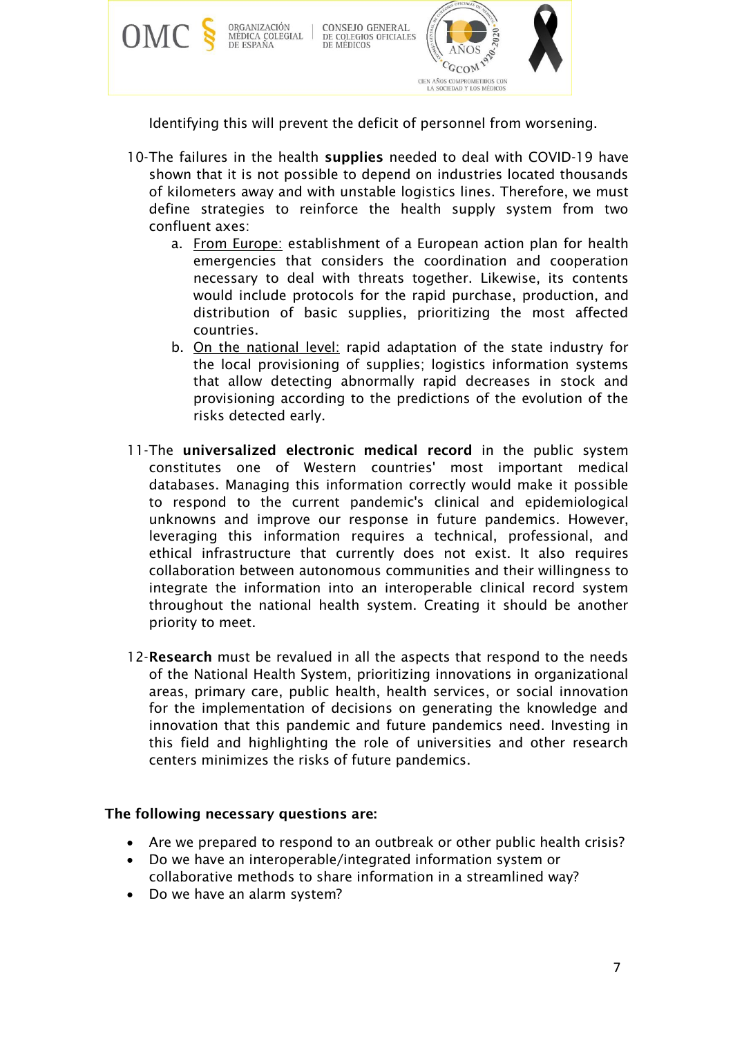Identifying this will prevent the deficit of personnel from worsening.

10-The failures in the health **supplies** needed to deal with COVID-19 have shown that it is not possible to depend on industries located thousands of kilometers away and with unstable logistics lines. Therefore, we must define strategies to reinforce the health supply system from two confluent axes:

   a. From Europe: establishment of a European action plan for health emergencies that considers the coordination and cooperation necessary to deal with threats together. Likewise, its contents would include protocols for the rapid purchase, production, and distribution of basic supplies, prioritizing the most affected countries.
   b. On the national level: rapid adaptation of the state industry for the local provisioning of supplies; logistics information systems that allow detecting abnormally rapid decreases in stock and provisioning according to the predictions of the evolution of the risks detected early.

11-The **universalized electronic medical record** in the public system constitutes one of Western countries' most important medical databases. Managing this information correctly would make it possible to respond to the current pandemic's clinical and epidemiological unknowns and improve our response in future pandemics. However, leveraging this information requires a technical, professional, and ethical infrastructure that currently does not exist. It also requires collaboration between autonomous communities and their willingness to integrate the information into an interoperable clinical record system throughout the national health system. Creating it should be another priority to meet.

12-**Research** must be revalued in all the aspects that respond to the needs of the National Health System, prioritizing innovations in organizational areas, primary care, public health, health services, or social innovation for the implementation of decisions on generating the knowledge and innovation that this pandemic and future pandemics need. Investing in this field and highlighting the role of universities and other research centers minimizes the risks of future pandemics.

**The following necessary questions are:**

- Are we prepared to respond to an outbreak or other public health crisis?
- Do we have an interoperable/integrated information system or collaborative methods to share information in a streamlined way?
- Do we have an alarm system?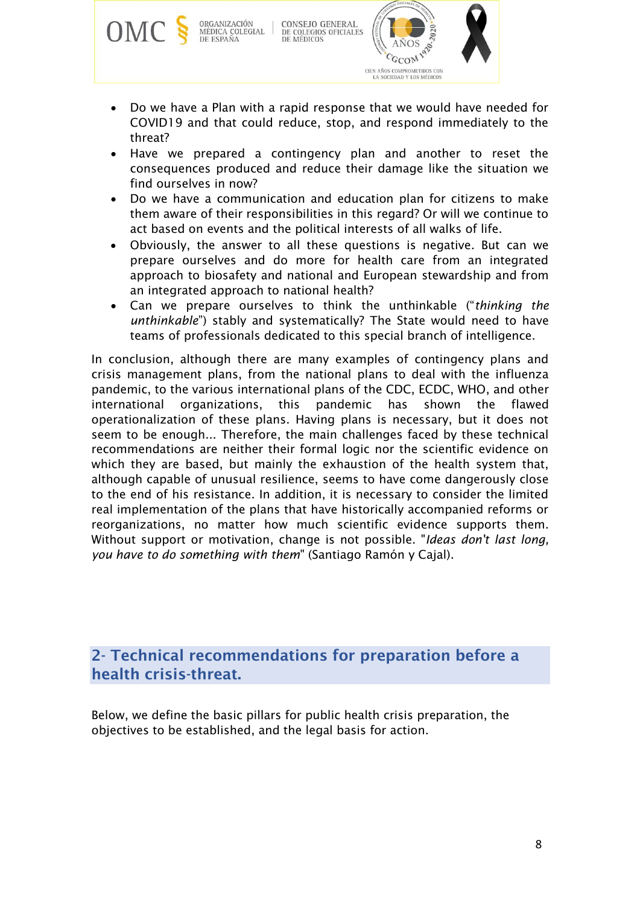- Do we have a Plan with a rapid response that we would have needed for COVID19 and that could reduce, stop, and respond immediately to the threat?
- Have we prepared a contingency plan and another to reset the consequences produced and reduce their damage like the situation we find ourselves in now?
- Do we have a communication and education plan for citizens to make them aware of their responsibilities in this regard? Or will we continue to act based on events and the political interests of all walks of life.
- Obviously, the answer to all these questions is negative. But can we prepare ourselves and do more for health care from an integrated approach to biosafety and national and European stewardship and from an integrated approach to national health?
- Can we prepare ourselves to think the unthinkable ("*thinking the unthinkable*") stably and systematically? The State would need to have teams of professionals dedicated to this special branch of intelligence.

In conclusion, although there are many examples of contingency plans and crisis management plans, from the national plans to deal with the influenza pandemic, to the various international plans of the CDC, ECDC, WHO, and other international organizations, this pandemic has shown the flawed operationalization of these plans. Having plans is necessary, but it does not seem to be enough... Therefore, the main challenges faced by these technical recommendations are neither their formal logic nor the scientific evidence on which they are based, but mainly the exhaustion of the health system that, although capable of unusual resilience, seems to have come dangerously close to the end of his resistance. In addition, it is necessary to consider the limited real implementation of the plans that have historically accompanied reforms or reorganizations, no matter how much scientific evidence supports them. Without support or motivation, change is not possible. "*Ideas don't last long, you have to do something with them*" (Santiago Ramón y Cajal).

## 2- Technical recommendations for preparation before a health crisis-threat.

Below, we define the basic pillars for public health crisis preparation, the objectives to be established, and the legal basis for action.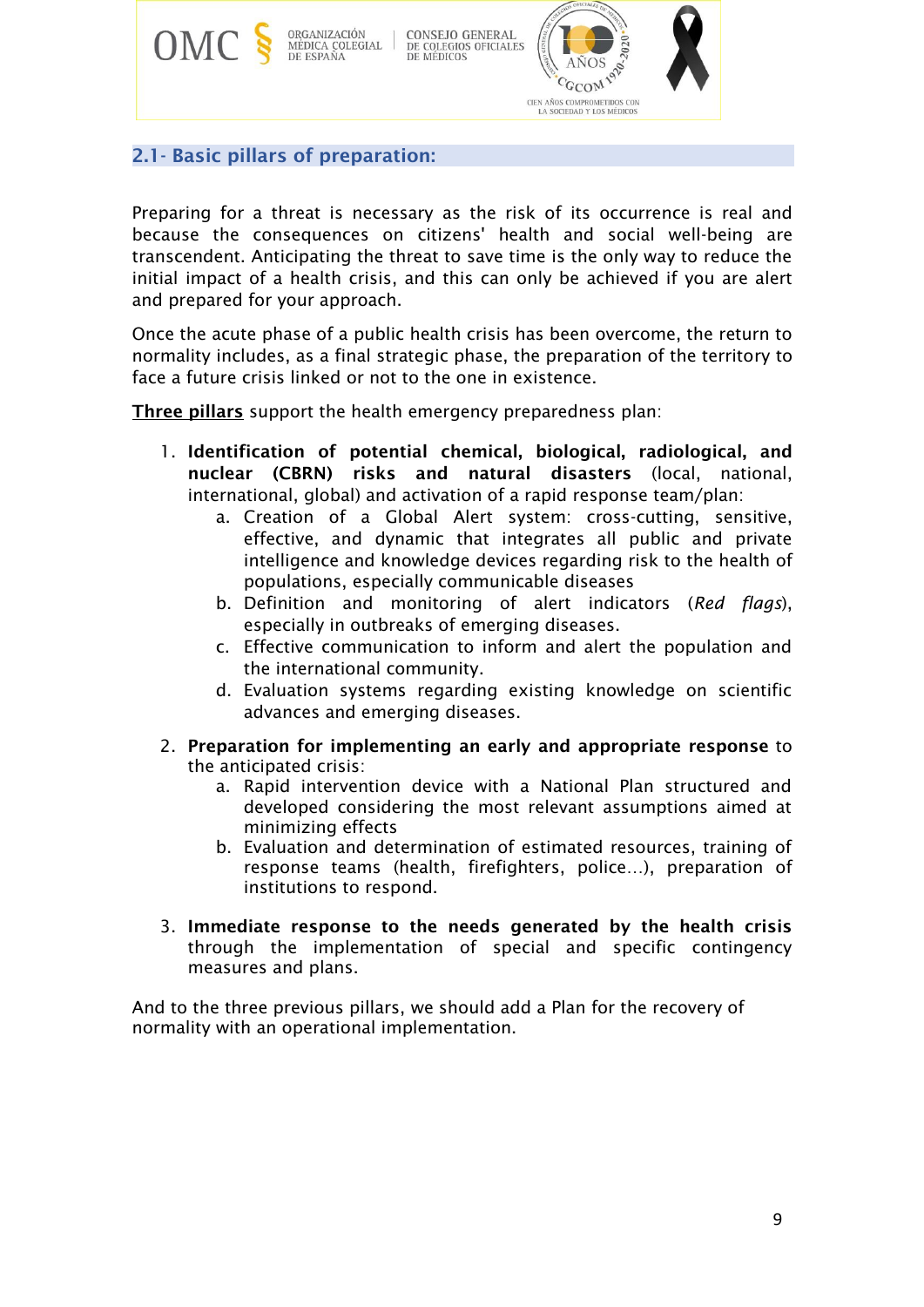## 2.1- Basic pillars of preparation:

Preparing for a threat is necessary as the risk of its occurrence is real and because the consequences on citizens' health and social well-being are transcendent. Anticipating the threat to save time is the only way to reduce the initial impact of a health crisis, and this can only be achieved if you are alert and prepared for your approach.

Once the acute phase of a public health crisis has been overcome, the return to normality includes, as a final strategic phase, the preparation of the territory to face a future crisis linked or not to the one in existence.

**Three pillars** support the health emergency preparedness plan:

1. **Identification of potential chemical, biological, radiological, and nuclear (CBRN) risks and natural disasters** (local, national, international, global) and activation of a rapid response team/plan:
   a. Creation of a Global Alert system: cross-cutting, sensitive, effective, and dynamic that integrates all public and private intelligence and knowledge devices regarding risk to the health of populations, especially communicable diseases
   b. Definition and monitoring of alert indicators (*Red flags*), especially in outbreaks of emerging diseases.
   c. Effective communication to inform and alert the population and the international community.
   d. Evaluation systems regarding existing knowledge on scientific advances and emerging diseases.

2. **Preparation for implementing an early and appropriate response** to the anticipated crisis:
   a. Rapid intervention device with a National Plan structured and developed considering the most relevant assumptions aimed at minimizing effects
   b. Evaluation and determination of estimated resources, training of response teams (health, firefighters, police…), preparation of institutions to respond.

3. **Immediate response to the needs generated by the health crisis** through the implementation of special and specific contingency measures and plans.

And to the three previous pillars, we should add a Plan for the recovery of normality with an operational implementation.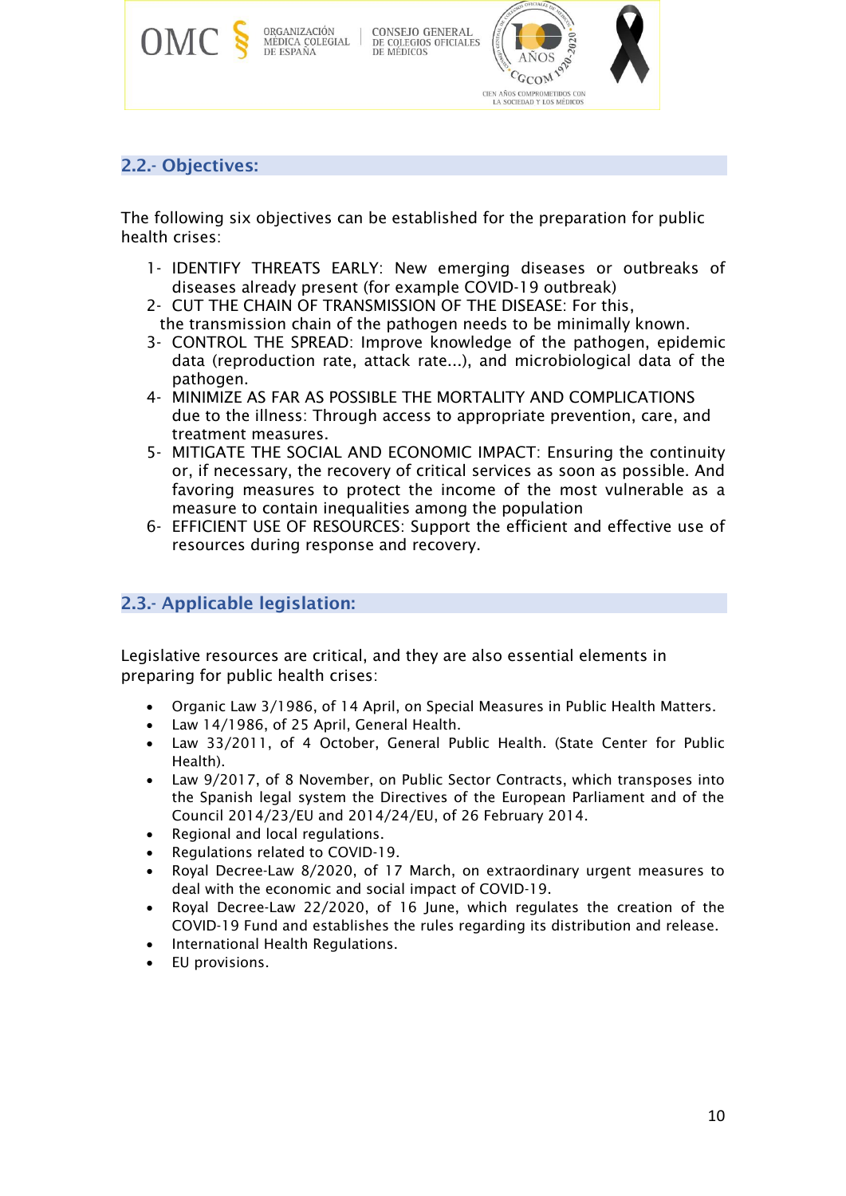## 2.2.- Objectives:

The following six objectives can be established for the preparation for public health crises:

1- IDENTIFY THREATS EARLY: New emerging diseases or outbreaks of diseases already present (for example COVID-19 outbreak)
2- CUT THE CHAIN OF TRANSMISSION OF THE DISEASE: For this, the transmission chain of the pathogen needs to be minimally known.
3- CONTROL THE SPREAD: Improve knowledge of the pathogen, epidemic data (reproduction rate, attack rate...), and microbiological data of the pathogen.
4- MINIMIZE AS FAR AS POSSIBLE THE MORTALITY AND COMPLICATIONS due to the illness: Through access to appropriate prevention, care, and treatment measures.
5- MITIGATE THE SOCIAL AND ECONOMIC IMPACT: Ensuring the continuity or, if necessary, the recovery of critical services as soon as possible. And favoring measures to protect the income of the most vulnerable as a measure to contain inequalities among the population
6- EFFICIENT USE OF RESOURCES: Support the efficient and effective use of resources during response and recovery.

## 2.3.- Applicable legislation:

Legislative resources are critical, and they are also essential elements in preparing for public health crises:

- Organic Law 3/1986, of 14 April, on Special Measures in Public Health Matters.
- Law 14/1986, of 25 April, General Health.
- Law 33/2011, of 4 October, General Public Health. (State Center for Public Health).
- Law 9/2017, of 8 November, on Public Sector Contracts, which transposes into the Spanish legal system the Directives of the European Parliament and of the Council 2014/23/EU and 2014/24/EU, of 26 February 2014.
- Regional and local regulations.
- Regulations related to COVID-19.
- Royal Decree-Law 8/2020, of 17 March, on extraordinary urgent measures to deal with the economic and social impact of COVID-19.
- Royal Decree-Law 22/2020, of 16 June, which regulates the creation of the COVID-19 Fund and establishes the rules regarding its distribution and release.
- International Health Regulations.
- EU provisions.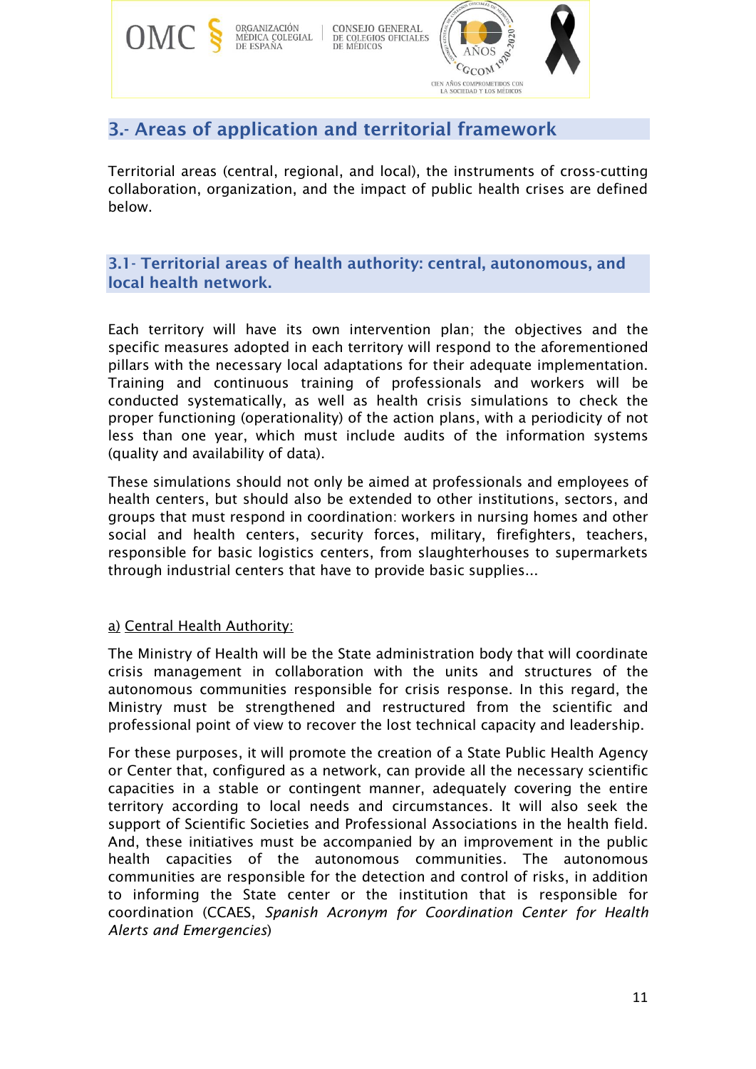## 3.- Areas of application and territorial framework

Territorial areas (central, regional, and local), the instruments of cross-cutting collaboration, organization, and the impact of public health crises are defined below.

### 3.1- Territorial areas of health authority: central, autonomous, and local health network.

Each territory will have its own intervention plan; the objectives and the specific measures adopted in each territory will respond to the aforementioned pillars with the necessary local adaptations for their adequate implementation. Training and continuous training of professionals and workers will be conducted systematically, as well as health crisis simulations to check the proper functioning (operationality) of the action plans, with a periodicity of not less than one year, which must include audits of the information systems (quality and availability of data).

These simulations should not only be aimed at professionals and employees of health centers, but should also be extended to other institutions, sectors, and groups that must respond in coordination: workers in nursing homes and other social and health centers, security forces, military, firefighters, teachers, responsible for basic logistics centers, from slaughterhouses to supermarkets through industrial centers that have to provide basic supplies...

a) Central Health Authority:

The Ministry of Health will be the State administration body that will coordinate crisis management in collaboration with the units and structures of the autonomous communities responsible for crisis response. In this regard, the Ministry must be strengthened and restructured from the scientific and professional point of view to recover the lost technical capacity and leadership.

For these purposes, it will promote the creation of a State Public Health Agency or Center that, configured as a network, can provide all the necessary scientific capacities in a stable or contingent manner, adequately covering the entire territory according to local needs and circumstances. It will also seek the support of Scientific Societies and Professional Associations in the health field. And, these initiatives must be accompanied by an improvement in the public health capacities of the autonomous communities. The autonomous communities are responsible for the detection and control of risks, in addition to informing the State center or the institution that is responsible for coordination (CCAES, *Spanish Acronym for Coordination Center for Health Alerts and Emergencies*)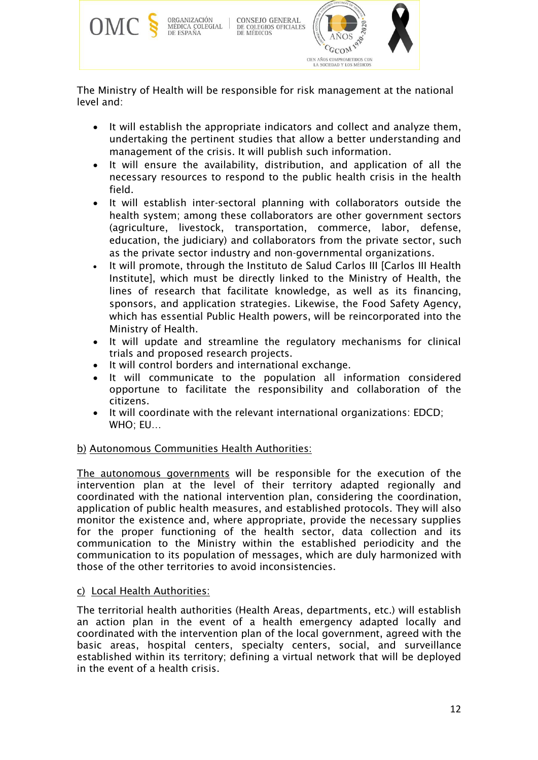The Ministry of Health will be responsible for risk management at the national level and:

- It will establish the appropriate indicators and collect and analyze them, undertaking the pertinent studies that allow a better understanding and management of the crisis. It will publish such information.
- It will ensure the availability, distribution, and application of all the necessary resources to respond to the public health crisis in the health field.
- It will establish inter-sectoral planning with collaborators outside the health system; among these collaborators are other government sectors (agriculture, livestock, transportation, commerce, labor, defense, education, the judiciary) and collaborators from the private sector, such as the private sector industry and non-governmental organizations.
- It will promote, through the Instituto de Salud Carlos III [Carlos III Health Institute], which must be directly linked to the Ministry of Health, the lines of research that facilitate knowledge, as well as its financing, sponsors, and application strategies. Likewise, the Food Safety Agency, which has essential Public Health powers, will be reincorporated into the Ministry of Health.
- It will update and streamline the regulatory mechanisms for clinical trials and proposed research projects.
- It will control borders and international exchange.
- It will communicate to the population all information considered opportune to facilitate the responsibility and collaboration of the citizens.
- It will coordinate with the relevant international organizations: EDCD; WHO; EU…

b) Autonomous Communities Health Authorities:

The autonomous governments will be responsible for the execution of the intervention plan at the level of their territory adapted regionally and coordinated with the national intervention plan, considering the coordination, application of public health measures, and established protocols. They will also monitor the existence and, where appropriate, provide the necessary supplies for the proper functioning of the health sector, data collection and its communication to the Ministry within the established periodicity and the communication to its population of messages, which are duly harmonized with those of the other territories to avoid inconsistencies.

c) Local Health Authorities:

The territorial health authorities (Health Areas, departments, etc.) will establish an action plan in the event of a health emergency adapted locally and coordinated with the intervention plan of the local government, agreed with the basic areas, hospital centers, specialty centers, social, and surveillance established within its territory; defining a virtual network that will be deployed in the event of a health crisis.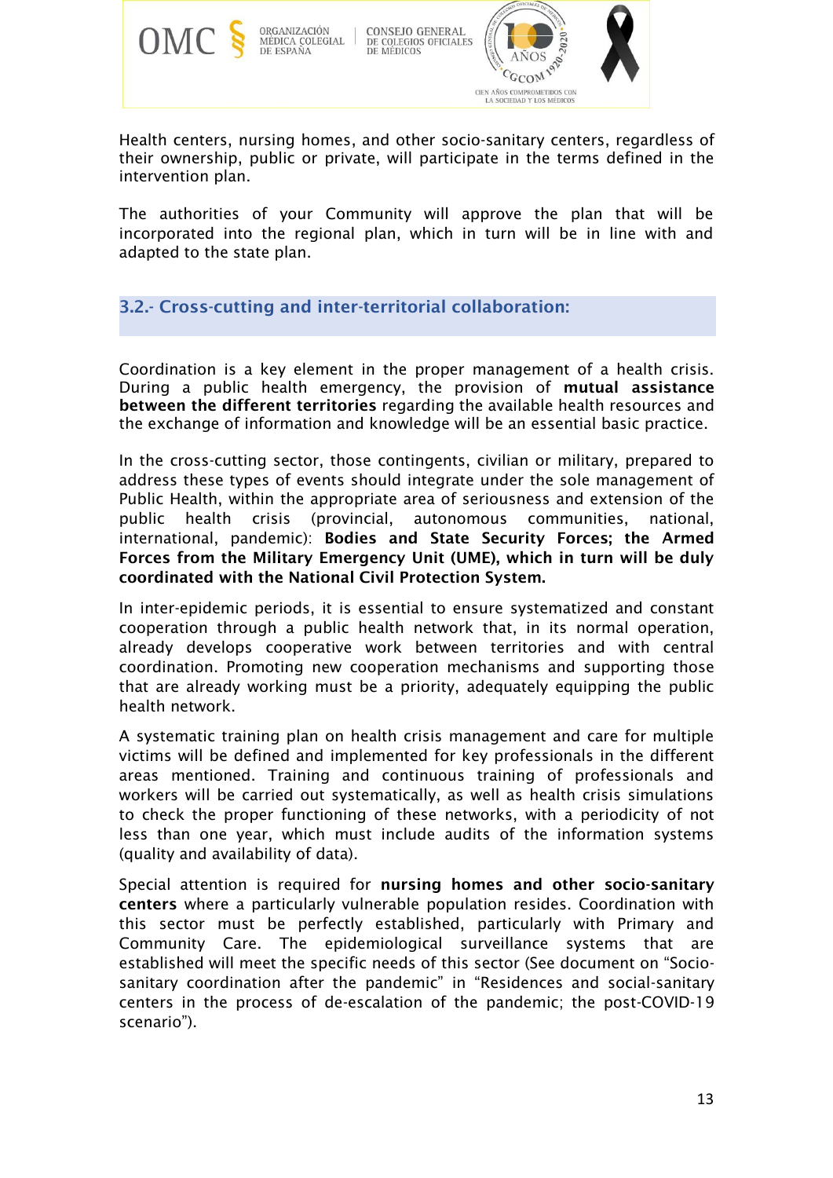Health centers, nursing homes, and other socio-sanitary centers, regardless of their ownership, public or private, will participate in the terms defined in the intervention plan.

The authorities of your Community will approve the plan that will be incorporated into the regional plan, which in turn will be in line with and adapted to the state plan.

### 3.2.- Cross-cutting and inter-territorial collaboration:

Coordination is a key element in the proper management of a health crisis. During a public health emergency, the provision of **mutual assistance between the different territories** regarding the available health resources and the exchange of information and knowledge will be an essential basic practice.

In the cross-cutting sector, those contingents, civilian or military, prepared to address these types of events should integrate under the sole management of Public Health, within the appropriate area of seriousness and extension of the public health crisis (provincial, autonomous communities, national, international, pandemic): **Bodies and State Security Forces; the Armed Forces from the Military Emergency Unit (UME), which in turn will be duly coordinated with the National Civil Protection System.**

In inter-epidemic periods, it is essential to ensure systematized and constant cooperation through a public health network that, in its normal operation, already develops cooperative work between territories and with central coordination. Promoting new cooperation mechanisms and supporting those that are already working must be a priority, adequately equipping the public health network.

A systematic training plan on health crisis management and care for multiple victims will be defined and implemented for key professionals in the different areas mentioned. Training and continuous training of professionals and workers will be carried out systematically, as well as health crisis simulations to check the proper functioning of these networks, with a periodicity of not less than one year, which must include audits of the information systems (quality and availability of data).

Special attention is required for **nursing homes and other socio-sanitary centers** where a particularly vulnerable population resides. Coordination with this sector must be perfectly established, particularly with Primary and Community Care. The epidemiological surveillance systems that are established will meet the specific needs of this sector (See document on "Socio-sanitary coordination after the pandemic" in "Residences and social-sanitary centers in the process of de-escalation of the pandemic; the post-COVID-19 scenario").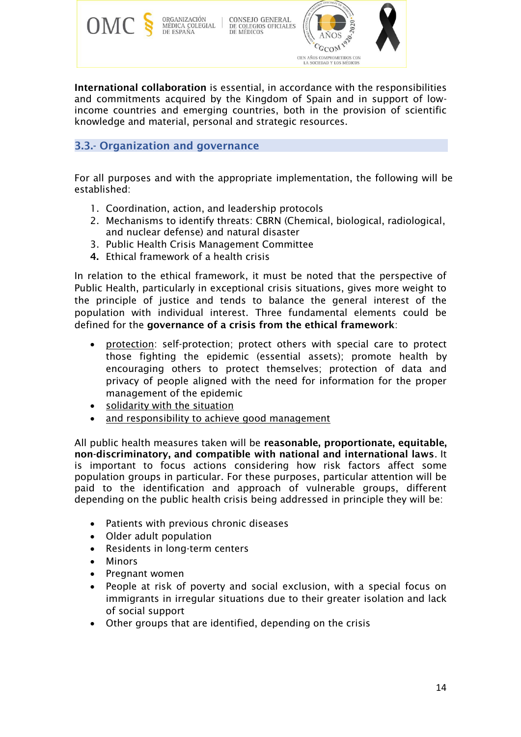**International collaboration** is essential, in accordance with the responsibilities and commitments acquired by the Kingdom of Spain and in support of low-income countries and emerging countries, both in the provision of scientific knowledge and material, personal and strategic resources.

### 3.3.- Organization and governance

For all purposes and with the appropriate implementation, the following will be established:

1. Coordination, action, and leadership protocols
2. Mechanisms to identify threats: CBRN (Chemical, biological, radiological, and nuclear defense) and natural disaster
3. Public Health Crisis Management Committee
4. Ethical framework of a health crisis

In relation to the ethical framework, it must be noted that the perspective of Public Health, particularly in exceptional crisis situations, gives more weight to the principle of justice and tends to balance the general interest of the population with individual interest. Three fundamental elements could be defined for the **governance of a crisis from the ethical framework**:

- <u>protection</u>: self-protection; protect others with special care to protect those fighting the epidemic (essential assets); promote health by encouraging others to protect themselves; protection of data and privacy of people aligned with the need for information for the proper management of the epidemic
- <u>solidarity with the situation</u>
- <u>and responsibility to achieve good management</u>

All public health measures taken will be **reasonable, proportionate, equitable, non-discriminatory, and compatible with national and international laws**. It is important to focus actions considering how risk factors affect some population groups in particular. For these purposes, particular attention will be paid to the identification and approach of vulnerable groups, different depending on the public health crisis being addressed in principle they will be:

- Patients with previous chronic diseases
- Older adult population
- Residents in long-term centers
- Minors
- Pregnant women
- People at risk of poverty and social exclusion, with a special focus on immigrants in irregular situations due to their greater isolation and lack of social support
- Other groups that are identified, depending on the crisis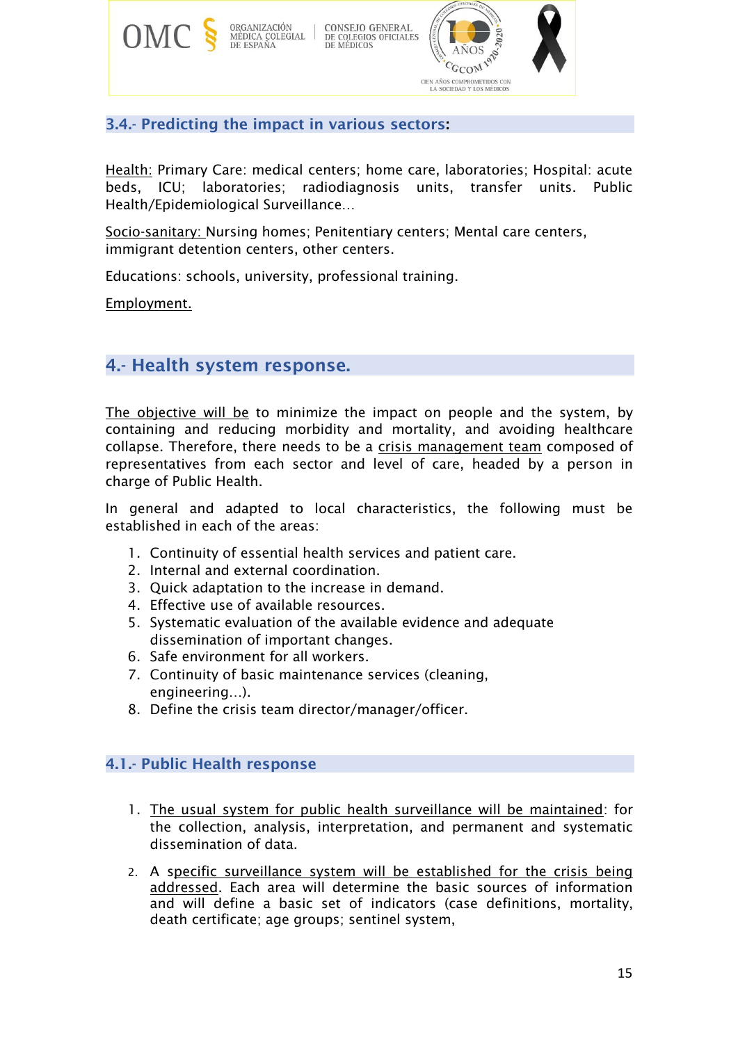### 3.4.- Predicting the impact in various sectors:

Health: Primary Care: medical centers; home care, laboratories; Hospital: acute beds, ICU; laboratories; radiodiagnosis units, transfer units. Public Health/Epidemiological Surveillance…

Socio-sanitary: Nursing homes; Penitentiary centers; Mental care centers, immigrant detention centers, other centers.

Educations: schools, university, professional training.

Employment.

## 4.- Health system response.

The objective will be to minimize the impact on people and the system, by containing and reducing morbidity and mortality, and avoiding healthcare collapse. Therefore, there needs to be a crisis management team composed of representatives from each sector and level of care, headed by a person in charge of Public Health.

In general and adapted to local characteristics, the following must be established in each of the areas:

1. Continuity of essential health services and patient care.
2. Internal and external coordination.
3. Quick adaptation to the increase in demand.
4. Effective use of available resources.
5. Systematic evaluation of the available evidence and adequate dissemination of important changes.
6. Safe environment for all workers.
7. Continuity of basic maintenance services (cleaning, engineering…).
8. Define the crisis team director/manager/officer.

### 4.1.- Public Health response

1. The usual system for public health surveillance will be maintained: for the collection, analysis, interpretation, and permanent and systematic dissemination of data.
2. A specific surveillance system will be established for the crisis being addressed. Each area will determine the basic sources of information and will define a basic set of indicators (case definitions, mortality, death certificate; age groups; sentinel system,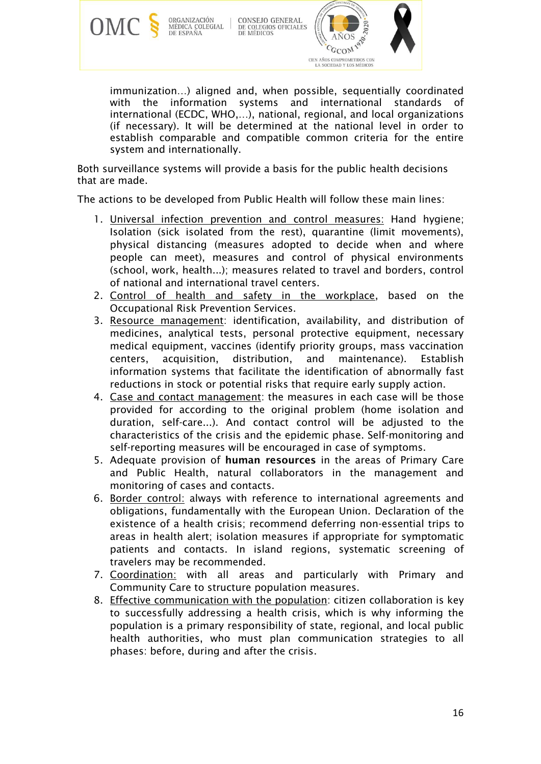immunization...) aligned and, when possible, sequentially coordinated with the information systems and international standards of international (ECDC, WHO,...), national, regional, and local organizations (if necessary). It will be determined at the national level in order to establish comparable and compatible common criteria for the entire system and internationally.

Both surveillance systems will provide a basis for the public health decisions that are made.

The actions to be developed from Public Health will follow these main lines:

1. Universal infection prevention and control measures: Hand hygiene; Isolation (sick isolated from the rest), quarantine (limit movements), physical distancing (measures adopted to decide when and where people can meet), measures and control of physical environments (school, work, health...); measures related to travel and borders, control of national and international travel centers.
2. Control of health and safety in the workplace, based on the Occupational Risk Prevention Services.
3. Resource management: identification, availability, and distribution of medicines, analytical tests, personal protective equipment, necessary medical equipment, vaccines (identify priority groups, mass vaccination centers, acquisition, distribution, and maintenance). Establish information systems that facilitate the identification of abnormally fast reductions in stock or potential risks that require early supply action.
4. Case and contact management: the measures in each case will be those provided for according to the original problem (home isolation and duration, self-care...). And contact control will be adjusted to the characteristics of the crisis and the epidemic phase. Self-monitoring and self-reporting measures will be encouraged in case of symptoms.
5. Adequate provision of **human resources** in the areas of Primary Care and Public Health, natural collaborators in the management and monitoring of cases and contacts.
6. Border control: always with reference to international agreements and obligations, fundamentally with the European Union. Declaration of the existence of a health crisis; recommend deferring non-essential trips to areas in health alert; isolation measures if appropriate for symptomatic patients and contacts. In island regions, systematic screening of travelers may be recommended.
7. Coordination: with all areas and particularly with Primary and Community Care to structure population measures.
8. Effective communication with the population: citizen collaboration is key to successfully addressing a health crisis, which is why informing the population is a primary responsibility of state, regional, and local public health authorities, who must plan communication strategies to all phases: before, during and after the crisis.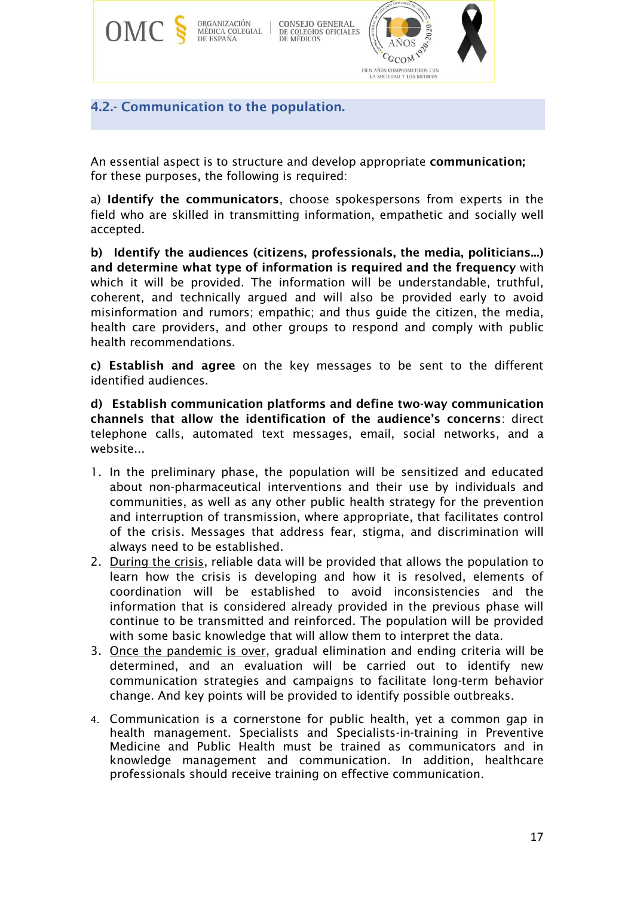## 4.2.- Communication to the population.

An essential aspect is to structure and develop appropriate **communication;** for these purposes, the following is required:

a) **Identify the communicators**, choose spokespersons from experts in the field who are skilled in transmitting information, empathetic and socially well accepted.

**b) Identify the audiences (citizens, professionals, the media, politicians...) and determine what type of information is required and the frequency** with which it will be provided. The information will be understandable, truthful, coherent, and technically argued and will also be provided early to avoid misinformation and rumors; empathic; and thus guide the citizen, the media, health care providers, and other groups to respond and comply with public health recommendations.

**c) Establish and agree** on the key messages to be sent to the different identified audiences.

**d) Establish communication platforms and define two-way communication channels that allow the identification of the audience's concerns**: direct telephone calls, automated text messages, email, social networks, and a website...

1. In the preliminary phase, the population will be sensitized and educated about non-pharmaceutical interventions and their use by individuals and communities, as well as any other public health strategy for the prevention and interruption of transmission, where appropriate, that facilitates control of the crisis. Messages that address fear, stigma, and discrimination will always need to be established.
2. During the crisis, reliable data will be provided that allows the population to learn how the crisis is developing and how it is resolved, elements of coordination will be established to avoid inconsistencies and the information that is considered already provided in the previous phase will continue to be transmitted and reinforced. The population will be provided with some basic knowledge that will allow them to interpret the data.
3. Once the pandemic is over, gradual elimination and ending criteria will be determined, and an evaluation will be carried out to identify new communication strategies and campaigns to facilitate long-term behavior change. And key points will be provided to identify possible outbreaks.
4. Communication is a cornerstone for public health, yet a common gap in health management. Specialists and Specialists-in-training in Preventive Medicine and Public Health must be trained as communicators and in knowledge management and communication. In addition, healthcare professionals should receive training on effective communication.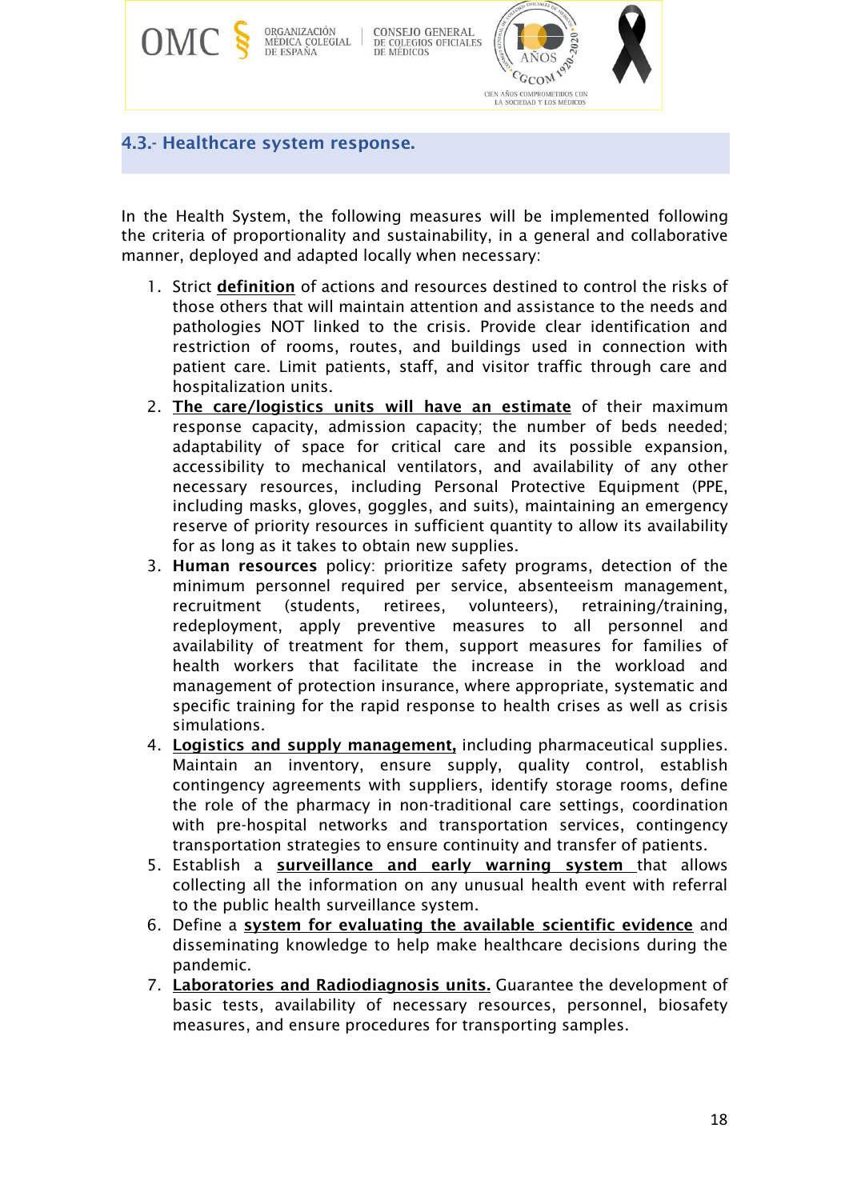## 4.3.- Healthcare system response.

In the Health System, the following measures will be implemented following the criteria of proportionality and sustainability, in a general and collaborative manner, deployed and adapted locally when necessary:

1. Strict **definition** of actions and resources destined to control the risks of those others that will maintain attention and assistance to the needs and pathologies NOT linked to the crisis. Provide clear identification and restriction of rooms, routes, and buildings used in connection with patient care. Limit patients, staff, and visitor traffic through care and hospitalization units.
2. **The care/logistics units will have an estimate** of their maximum response capacity, admission capacity; the number of beds needed; adaptability of space for critical care and its possible expansion, accessibility to mechanical ventilators, and availability of any other necessary resources, including Personal Protective Equipment (PPE, including masks, gloves, goggles, and suits), maintaining an emergency reserve of priority resources in sufficient quantity to allow its availability for as long as it takes to obtain new supplies.
3. **Human resources** policy: prioritize safety programs, detection of the minimum personnel required per service, absenteeism management, recruitment (students, retirees, volunteers), retraining/training, redeployment, apply preventive measures to all personnel and availability of treatment for them, support measures for families of health workers that facilitate the increase in the workload and management of protection insurance, where appropriate, systematic and specific training for the rapid response to health crises as well as crisis simulations.
4. **Logistics and supply management,** including pharmaceutical supplies. Maintain an inventory, ensure supply, quality control, establish contingency agreements with suppliers, identify storage rooms, define the role of the pharmacy in non-traditional care settings, coordination with pre-hospital networks and transportation services, contingency transportation strategies to ensure continuity and transfer of patients.
5. Establish a **surveillance and early warning system** that allows collecting all the information on any unusual health event with referral to the public health surveillance system.
6. Define a **system for evaluating the available scientific evidence** and disseminating knowledge to help make healthcare decisions during the pandemic.
7. **Laboratories and Radiodiagnosis units.** Guarantee the development of basic tests, availability of necessary resources, personnel, biosafety measures, and ensure procedures for transporting samples.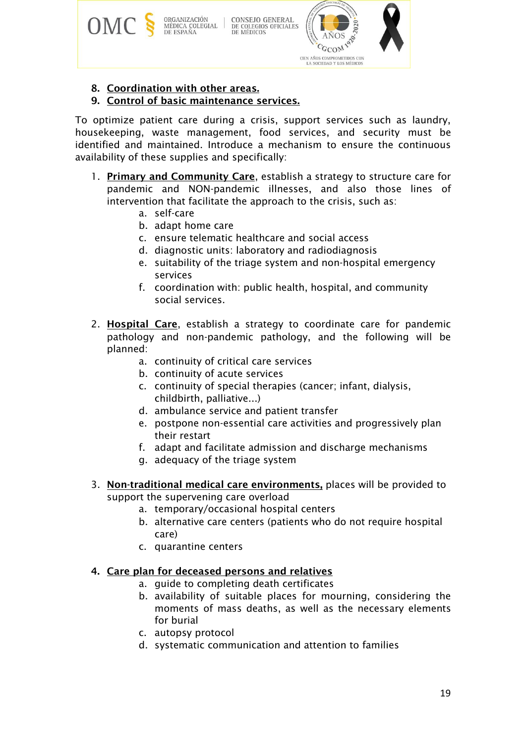8. **Coordination with other areas.**
9. **Control of basic maintenance services.**

To optimize patient care during a crisis, support services such as laundry, housekeeping, waste management, food services, and security must be identified and maintained. Introduce a mechanism to ensure the continuous availability of these supplies and specifically:

1. **Primary and Community Care**, establish a strategy to structure care for pandemic and NON-pandemic illnesses, and also those lines of intervention that facilitate the approach to the crisis, such as:
    a. self-care
    b. adapt home care
    c. ensure telematic healthcare and social access
    d. diagnostic units: laboratory and radiodiagnosis
    e. suitability of the triage system and non-hospital emergency services
    f. coordination with: public health, hospital, and community social services.

2. **Hospital Care**, establish a strategy to coordinate care for pandemic pathology and non-pandemic pathology, and the following will be planned:
    a. continuity of critical care services
    b. continuity of acute services
    c. continuity of special therapies (cancer; infant, dialysis, childbirth, palliative...)
    d. ambulance service and patient transfer
    e. postpone non-essential care activities and progressively plan their restart
    f. adapt and facilitate admission and discharge mechanisms
    g. adequacy of the triage system

3. **Non-traditional medical care environments,** places will be provided to support the supervening care overload
    a. temporary/occasional hospital centers
    b. alternative care centers (patients who do not require hospital care)
    c. quarantine centers

4. **Care plan for deceased persons and relatives**
    a. guide to completing death certificates
    b. availability of suitable places for mourning, considering the moments of mass deaths, as well as the necessary elements for burial
    c. autopsy protocol
    d. systematic communication and attention to families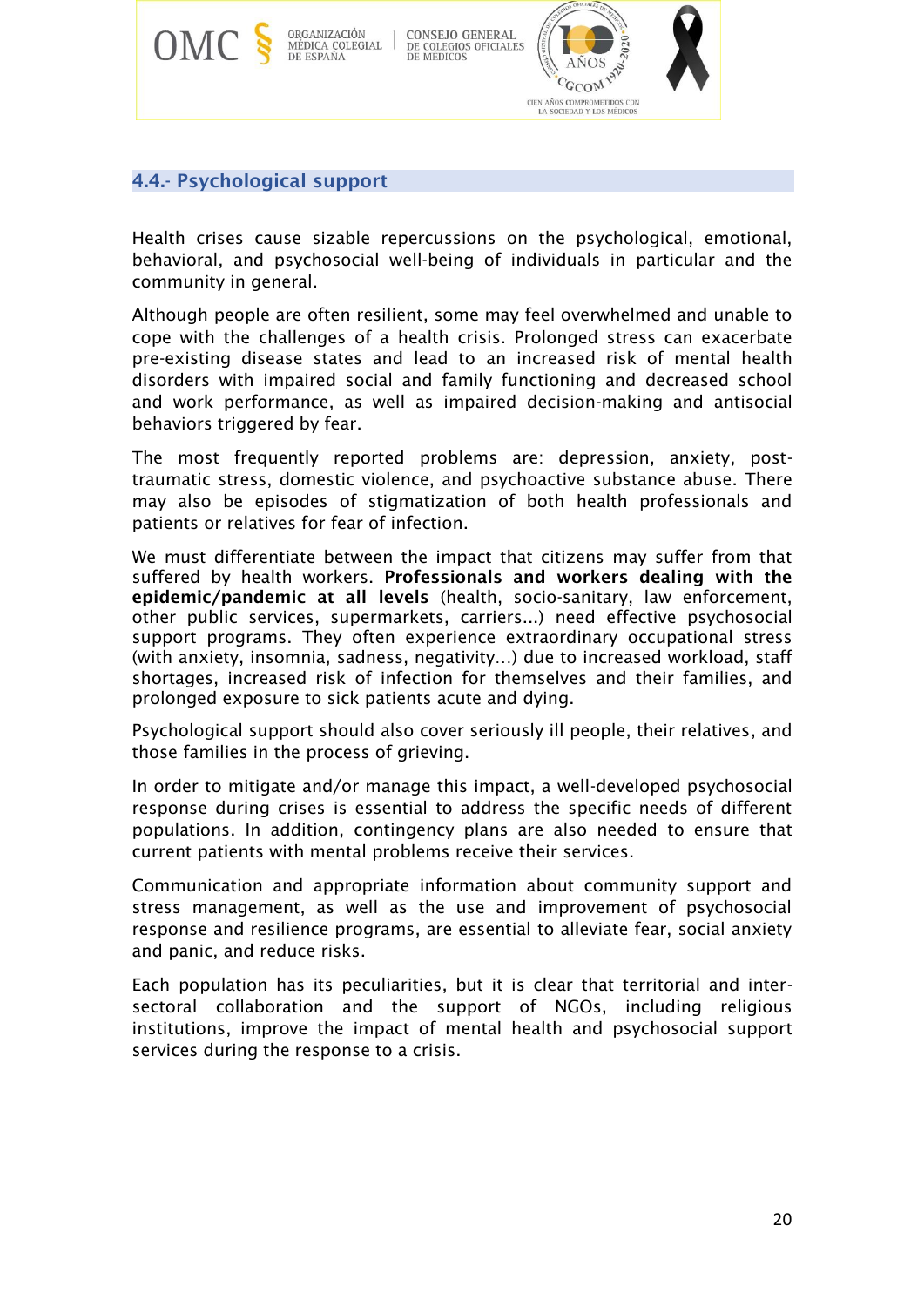## 4.4.- Psychological support

Health crises cause sizable repercussions on the psychological, emotional, behavioral, and psychosocial well-being of individuals in particular and the community in general.

Although people are often resilient, some may feel overwhelmed and unable to cope with the challenges of a health crisis. Prolonged stress can exacerbate pre-existing disease states and lead to an increased risk of mental health disorders with impaired social and family functioning and decreased school and work performance, as well as impaired decision-making and antisocial behaviors triggered by fear.

The most frequently reported problems are: depression, anxiety, post-traumatic stress, domestic violence, and psychoactive substance abuse. There may also be episodes of stigmatization of both health professionals and patients or relatives for fear of infection.

We must differentiate between the impact that citizens may suffer from that suffered by health workers. **Professionals and workers dealing with the epidemic/pandemic at all levels** (health, socio-sanitary, law enforcement, other public services, supermarkets, carriers...) need effective psychosocial support programs. They often experience extraordinary occupational stress (with anxiety, insomnia, sadness, negativity…) due to increased workload, staff shortages, increased risk of infection for themselves and their families, and prolonged exposure to sick patients acute and dying.

Psychological support should also cover seriously ill people, their relatives, and those families in the process of grieving.

In order to mitigate and/or manage this impact, a well-developed psychosocial response during crises is essential to address the specific needs of different populations. In addition, contingency plans are also needed to ensure that current patients with mental problems receive their services.

Communication and appropriate information about community support and stress management, as well as the use and improvement of psychosocial response and resilience programs, are essential to alleviate fear, social anxiety and panic, and reduce risks.

Each population has its peculiarities, but it is clear that territorial and inter-sectoral collaboration and the support of NGOs, including religious institutions, improve the impact of mental health and psychosocial support services during the response to a crisis.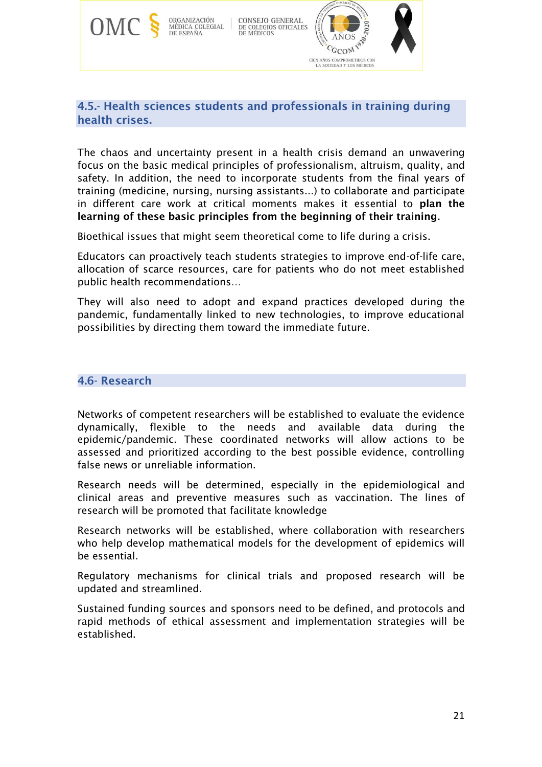## 4.5.- Health sciences students and professionals in training during health crises.

The chaos and uncertainty present in a health crisis demand an unwavering focus on the basic medical principles of professionalism, altruism, quality, and safety. In addition, the need to incorporate students from the final years of training (medicine, nursing, nursing assistants...) to collaborate and participate in different care work at critical moments makes it essential to **plan the learning of these basic principles from the beginning of their training**.

Bioethical issues that might seem theoretical come to life during a crisis.

Educators can proactively teach students strategies to improve end-of-life care, allocation of scarce resources, care for patients who do not meet established public health recommendations…

They will also need to adopt and expand practices developed during the pandemic, fundamentally linked to new technologies, to improve educational possibilities by directing them toward the immediate future.

## 4.6- Research

Networks of competent researchers will be established to evaluate the evidence dynamically, flexible to the needs and available data during the epidemic/pandemic. These coordinated networks will allow actions to be assessed and prioritized according to the best possible evidence, controlling false news or unreliable information.

Research needs will be determined, especially in the epidemiological and clinical areas and preventive measures such as vaccination. The lines of research will be promoted that facilitate knowledge

Research networks will be established, where collaboration with researchers who help develop mathematical models for the development of epidemics will be essential.

Regulatory mechanisms for clinical trials and proposed research will be updated and streamlined.

Sustained funding sources and sponsors need to be defined, and protocols and rapid methods of ethical assessment and implementation strategies will be established.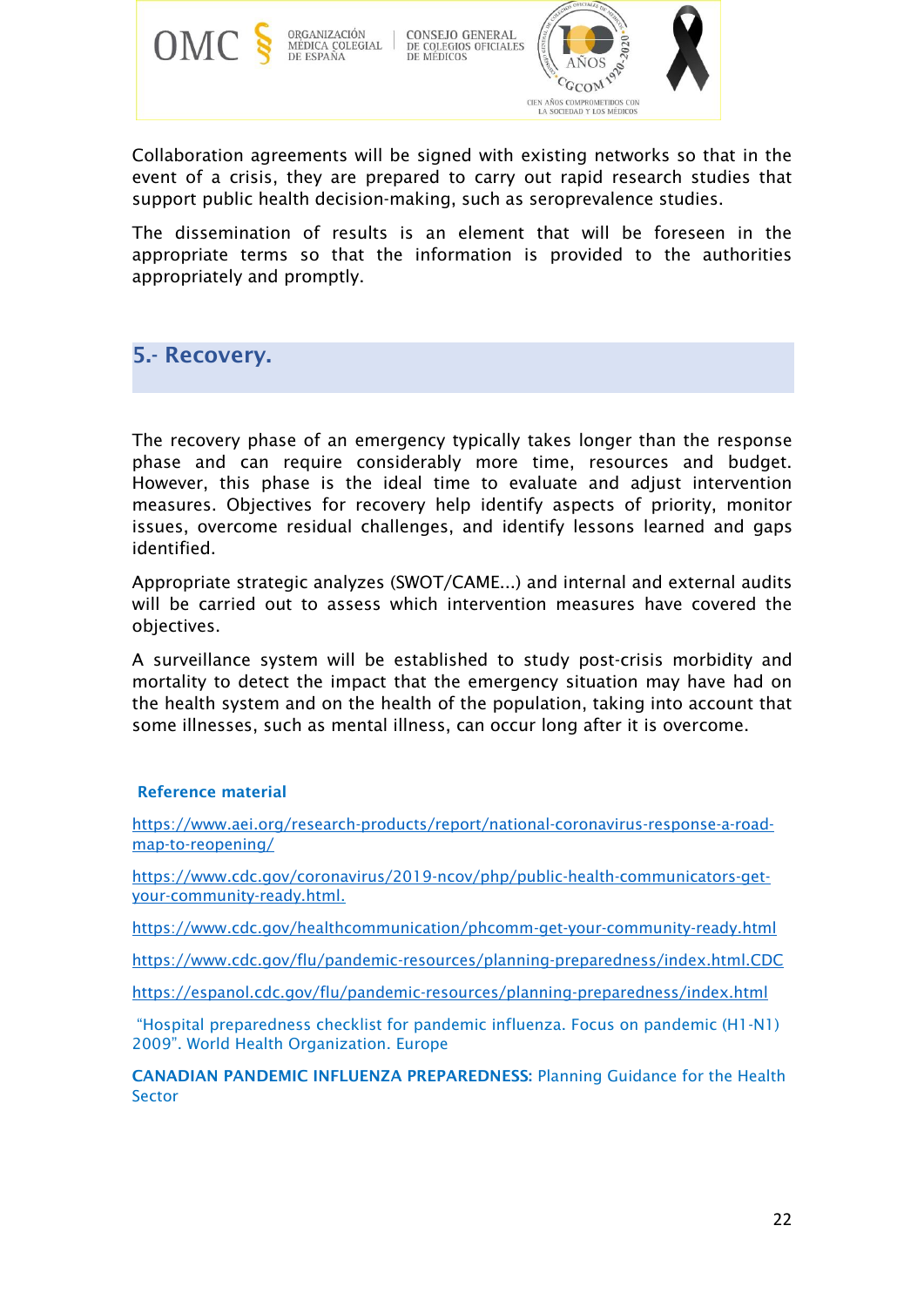Collaboration agreements will be signed with existing networks so that in the event of a crisis, they are prepared to carry out rapid research studies that support public health decision-making, such as seroprevalence studies.

The dissemination of results is an element that will be foreseen in the appropriate terms so that the information is provided to the authorities appropriately and promptly.

## 5.- Recovery.

The recovery phase of an emergency typically takes longer than the response phase and can require considerably more time, resources and budget. However, this phase is the ideal time to evaluate and adjust intervention measures. Objectives for recovery help identify aspects of priority, monitor issues, overcome residual challenges, and identify lessons learned and gaps identified.

Appropriate strategic analyzes (SWOT/CAME...) and internal and external audits will be carried out to assess which intervention measures have covered the objectives.

A surveillance system will be established to study post-crisis morbidity and mortality to detect the impact that the emergency situation may have had on the health system and on the health of the population, taking into account that some illnesses, such as mental illness, can occur long after it is overcome.

**Reference material**

https://www.aei.org/research-products/report/national-coronavirus-response-a-road-map-to-reopening/

https://www.cdc.gov/coronavirus/2019-ncov/php/public-health-communicators-get-your-community-ready.html.

https://www.cdc.gov/healthcommunication/phcomm-get-your-community-ready.html

https://www.cdc.gov/flu/pandemic-resources/planning-preparedness/index.html.CDC

https://espanol.cdc.gov/flu/pandemic-resources/planning-preparedness/index.html

"Hospital preparedness checklist for pandemic influenza. Focus on pandemic (H1-N1) 2009". World Health Organization. Europe

**CANADIAN PANDEMIC INFLUENZA PREPAREDNESS:** Planning Guidance for the Health Sector